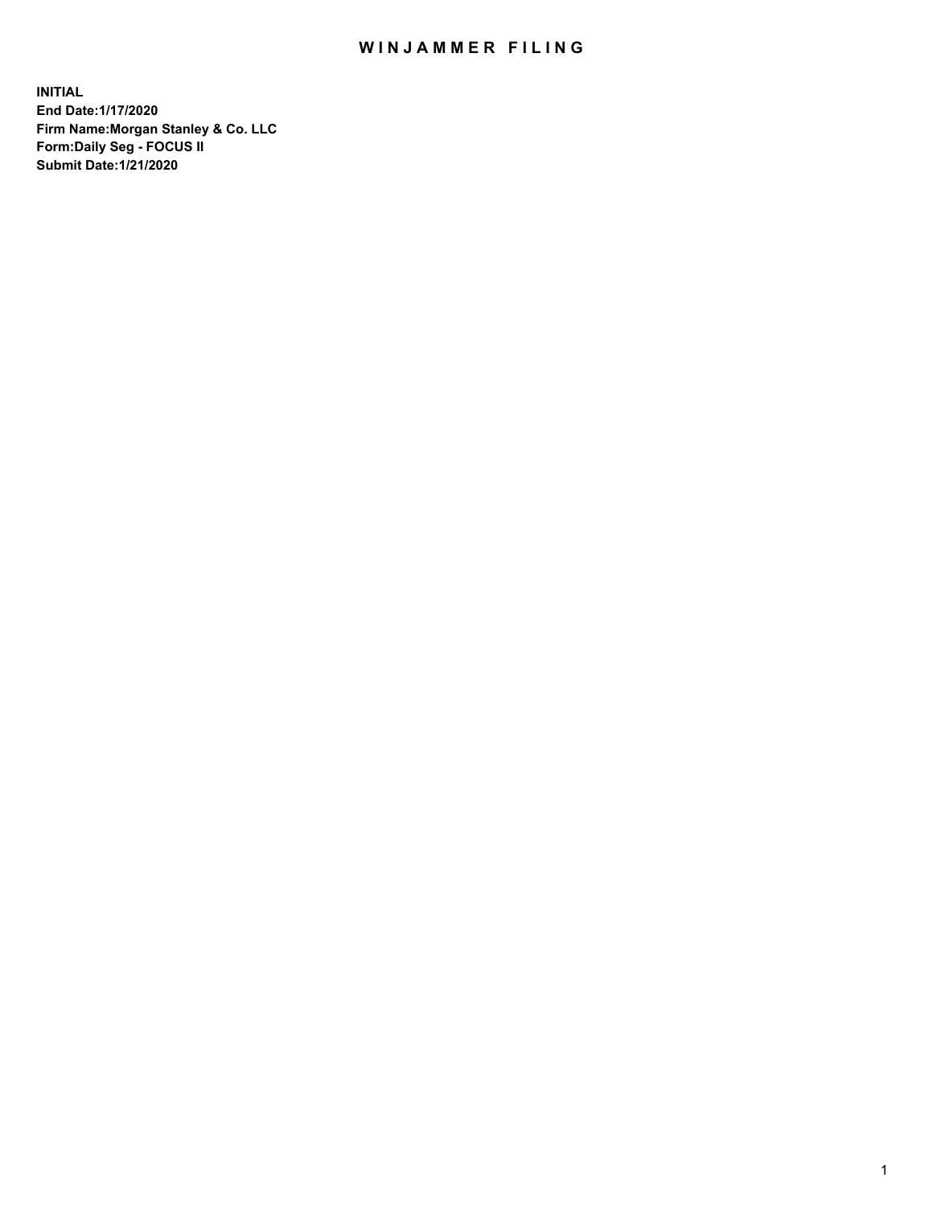# WINJAMMER FILING

**INITIAL**
**End Date:1/17/2020**
**Firm Name:Morgan Stanley & Co. LLC**
**Form:Daily Seg - FOCUS II**
**Submit Date:1/21/2020**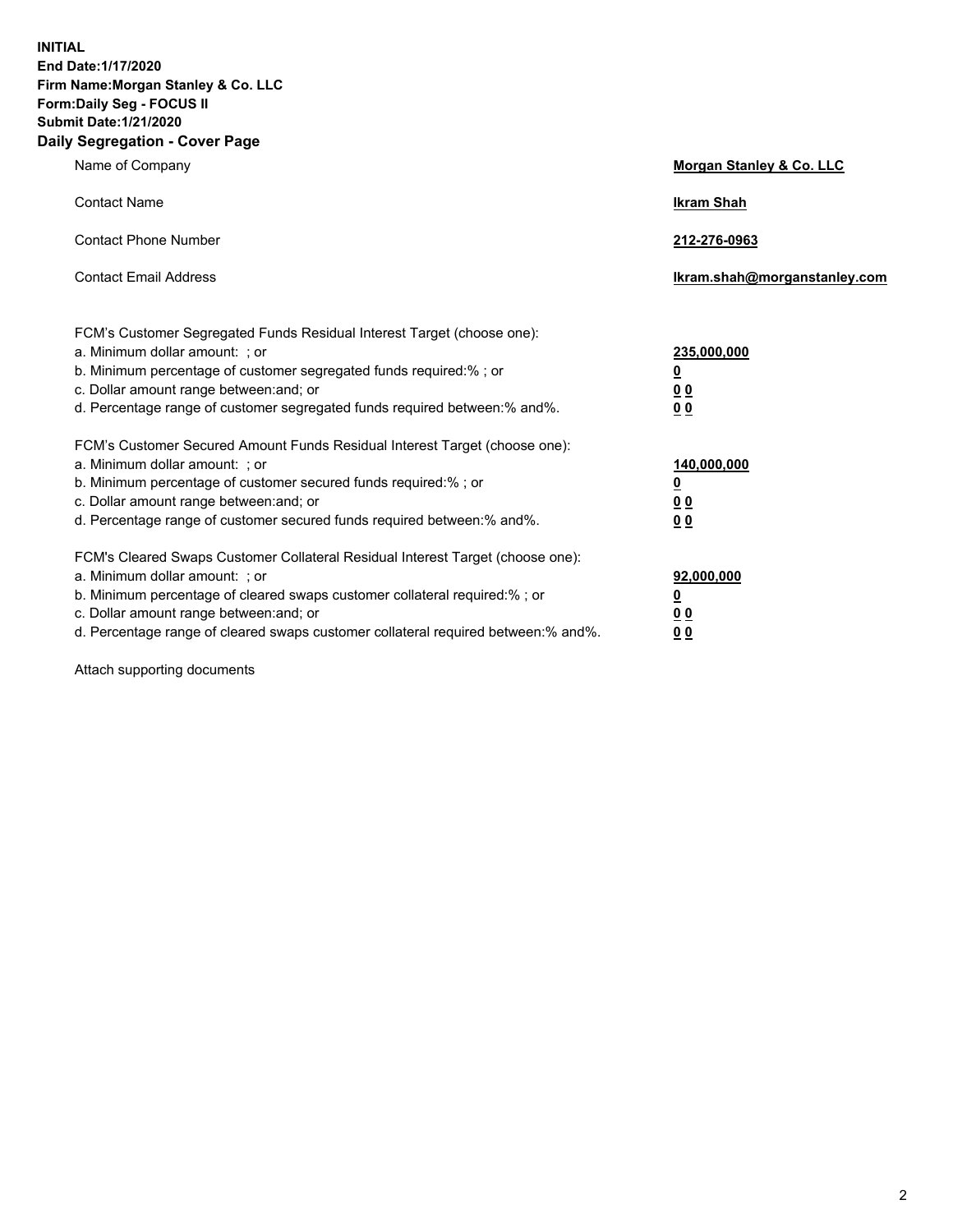**INITIAL**
**End Date:1/17/2020**
**Firm Name:Morgan Stanley & Co. LLC**
**Form:Daily Seg - FOCUS II**
**Submit Date:1/21/2020**

## Daily Segregation - Cover Page

| | |
|---|---|
| Name of Company | **Morgan Stanley & Co. LLC** |
| Contact Name | **Ikram Shah** |
| Contact Phone Number | **212-276-0963** |
| Contact Email Address | **Ikram.shah@morganstanley.com** |

| | |
|---|---|
| FCM's Customer Segregated Funds Residual Interest Target (choose one): | |
| a. Minimum dollar amount: ; or | **235,000,000** |
| b. Minimum percentage of customer segregated funds required:% ; or | **0** |
| c. Dollar amount range between:and; or | **0 0** |
| d. Percentage range of customer segregated funds required between:% and%. | **0 0** |
| FCM's Customer Secured Amount Funds Residual Interest Target (choose one): | |
| a. Minimum dollar amount: ; or | **140,000,000** |
| b. Minimum percentage of customer secured funds required:% ; or | **0** |
| c. Dollar amount range between:and; or | **0 0** |
| d. Percentage range of customer secured funds required between:% and%. | **0 0** |
| FCM's Cleared Swaps Customer Collateral Residual Interest Target (choose one): | |
| a. Minimum dollar amount: ; or | **92,000,000** |
| b. Minimum percentage of cleared swaps customer collateral required:% ; or | **0** |
| c. Dollar amount range between:and; or | **0 0** |
| d. Percentage range of cleared swaps customer collateral required between:% and%. | **0 0** |

Attach supporting documents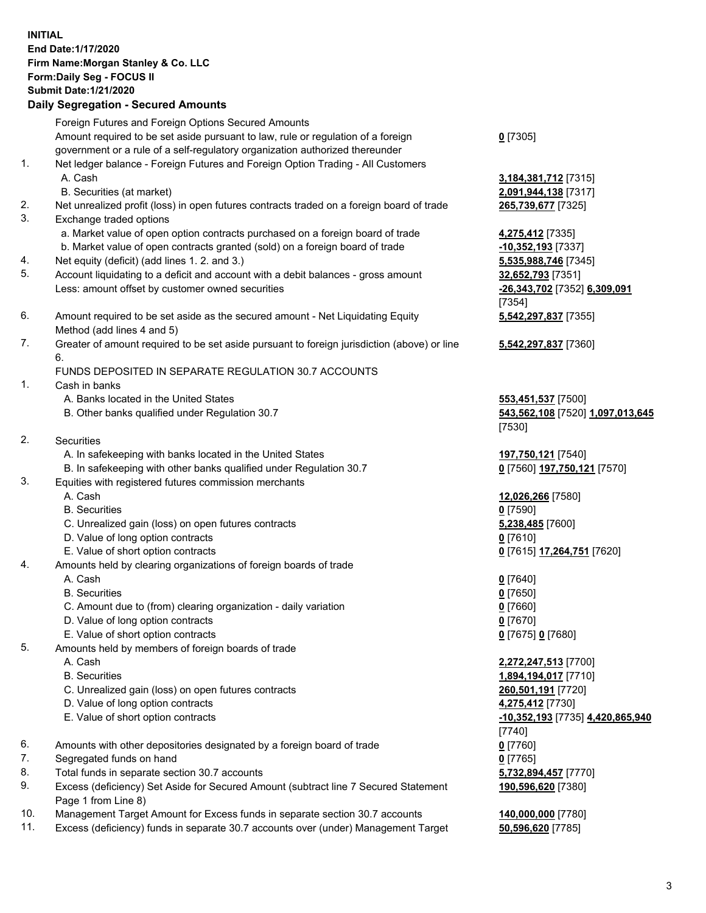**INITIAL**
**End Date:1/17/2020**
**Firm Name:Morgan Stanley & Co. LLC**
**Form:Daily Seg - FOCUS II**
**Submit Date:1/21/2020**

## Daily Segregation - Secured Amounts

| | | |
|---|---|---|
| | Foreign Futures and Foreign Options Secured Amounts | |
| | Amount required to be set aside pursuant to law, rule or regulation of a foreign government or a rule of a self-regulatory organization authorized thereunder | **0** [7305] |
| 1. | Net ledger balance - Foreign Futures and Foreign Option Trading - All Customers | |
| | A. Cash | **3,184,381,712** [7315] |
| | B. Securities (at market) | **2,091,944,138** [7317] |
| 2. | Net unrealized profit (loss) in open futures contracts traded on a foreign board of trade | **265,739,677** [7325] |
| 3. | Exchange traded options | |
| | a. Market value of open option contracts purchased on a foreign board of trade | **4,275,412** [7335] |
| | b. Market value of open contracts granted (sold) on a foreign board of trade | **-10,352,193** [7337] |
| 4. | Net equity (deficit) (add lines 1. 2. and 3.) | **5,535,988,746** [7345] |
| 5. | Account liquidating to a deficit and account with a debit balances - gross amount | **32,652,793** [7351] |
| | Less: amount offset by customer owned securities | **-26,343,702** [7352] **6,309,091** [7354] |
| 6. | Amount required to be set aside as the secured amount - Net Liquidating Equity Method (add lines 4 and 5) | **5,542,297,837** [7355] |
| 7. | Greater of amount required to be set aside pursuant to foreign jurisdiction (above) or line 6. | **5,542,297,837** [7360] |
| | FUNDS DEPOSITED IN SEPARATE REGULATION 30.7 ACCOUNTS | |
| 1. | Cash in banks | |
| | A. Banks located in the United States | **553,451,537** [7500] |
| | B. Other banks qualified under Regulation 30.7 | **543,562,108** [7520] **1,097,013,645** [7530] |
| 2. | Securities | |
| | A. In safekeeping with banks located in the United States | **197,750,121** [7540] |
| | B. In safekeeping with other banks qualified under Regulation 30.7 | **0** [7560] **197,750,121** [7570] |
| 3. | Equities with registered futures commission merchants | |
| | A. Cash | **12,026,266** [7580] |
| | B. Securities | **0** [7590] |
| | C. Unrealized gain (loss) on open futures contracts | **5,238,485** [7600] |
| | D. Value of long option contracts | **0** [7610] |
| | E. Value of short option contracts | **0** [7615] **17,264,751** [7620] |
| 4. | Amounts held by clearing organizations of foreign boards of trade | |
| | A. Cash | **0** [7640] |
| | B. Securities | **0** [7650] |
| | C. Amount due to (from) clearing organization - daily variation | **0** [7660] |
| | D. Value of long option contracts | **0** [7670] |
| | E. Value of short option contracts | **0** [7675] **0** [7680] |
| 5. | Amounts held by members of foreign boards of trade | |
| | A. Cash | **2,272,247,513** [7700] |
| | B. Securities | **1,894,194,017** [7710] |
| | C. Unrealized gain (loss) on open futures contracts | **260,501,191** [7720] |
| | D. Value of long option contracts | **4,275,412** [7730] |
| | E. Value of short option contracts | **-10,352,193** [7735] **4,420,865,940** [7740] |
| 6. | Amounts with other depositories designated by a foreign board of trade | **0** [7760] |
| 7. | Segregated funds on hand | **0** [7765] |
| 8. | Total funds in separate section 30.7 accounts | **5,732,894,457** [7770] |
| 9. | Excess (deficiency) Set Aside for Secured Amount (subtract line 7 Secured Statement Page 1 from Line 8) | **190,596,620** [7380] |
| 10. | Management Target Amount for Excess funds in separate section 30.7 accounts | **140,000,000** [7780] |
| 11. | Excess (deficiency) funds in separate 30.7 accounts over (under) Management Target | **50,596,620** [7785] |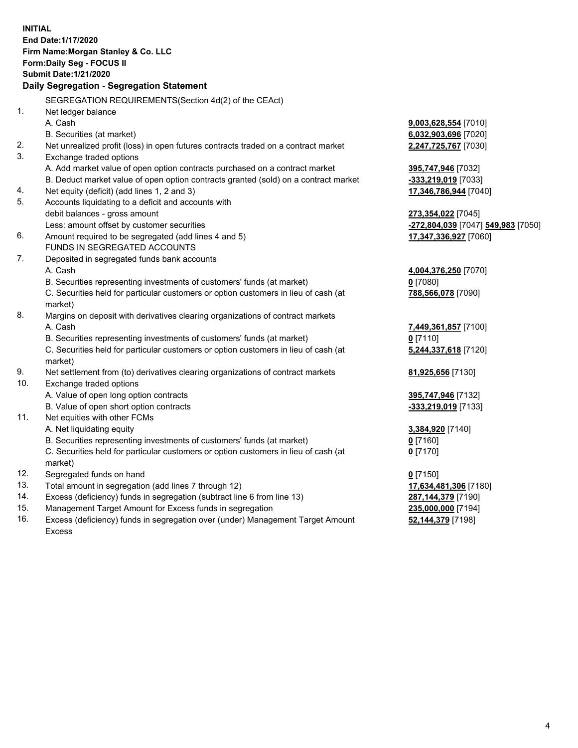**INITIAL**
**End Date:1/17/2020**
**Firm Name:Morgan Stanley & Co. LLC**
**Form:Daily Seg - FOCUS II**
**Submit Date:1/21/2020**

## Daily Segregation - Segregation Statement

SEGREGATION REQUIREMENTS(Section 4d(2) of the CEAct)

| | | |
|---|---|---|
| 1. | Net ledger balance | |
| | A. Cash | **9,003,628,554** [7010] |
| | B. Securities (at market) | **6,032,903,696** [7020] |
| 2. | Net unrealized profit (loss) in open futures contracts traded on a contract market | **2,247,725,767** [7030] |
| 3. | Exchange traded options | |
| | A. Add market value of open option contracts purchased on a contract market | **395,747,946** [7032] |
| | B. Deduct market value of open option contracts granted (sold) on a contract market | **-333,219,019** [7033] |
| 4. | Net equity (deficit) (add lines 1, 2 and 3) | **17,346,786,944** [7040] |
| 5. | Accounts liquidating to a deficit and accounts with debit balances - gross amount | **273,354,022** [7045] |
| | Less: amount offset by customer securities | **-272,804,039** [7047] **549,983** [7050] |
| 6. | Amount required to be segregated (add lines 4 and 5) | **17,347,336,927** [7060] |
| | FUNDS IN SEGREGATED ACCOUNTS | |
| 7. | Deposited in segregated funds bank accounts | |
| | A. Cash | **4,004,376,250** [7070] |
| | B. Securities representing investments of customers' funds (at market) | **0** [7080] |
| | C. Securities held for particular customers or option customers in lieu of cash (at market) | **788,566,078** [7090] |
| 8. | Margins on deposit with derivatives clearing organizations of contract markets | |
| | A. Cash | **7,449,361,857** [7100] |
| | B. Securities representing investments of customers' funds (at market) | **0** [7110] |
| | C. Securities held for particular customers or option customers in lieu of cash (at market) | **5,244,337,618** [7120] |
| 9. | Net settlement from (to) derivatives clearing organizations of contract markets | **81,925,656** [7130] |
| 10. | Exchange traded options | |
| | A. Value of open long option contracts | **395,747,946** [7132] |
| | B. Value of open short option contracts | **-333,219,019** [7133] |
| 11. | Net equities with other FCMs | |
| | A. Net liquidating equity | **3,384,920** [7140] |
| | B. Securities representing investments of customers' funds (at market) | **0** [7160] |
| | C. Securities held for particular customers or option customers in lieu of cash (at market) | **0** [7170] |
| 12. | Segregated funds on hand | **0** [7150] |
| 13. | Total amount in segregation (add lines 7 through 12) | **17,634,481,306** [7180] |
| 14. | Excess (deficiency) funds in segregation (subtract line 6 from line 13) | **287,144,379** [7190] |
| 15. | Management Target Amount for Excess funds in segregation | **235,000,000** [7194] |
| 16. | Excess (deficiency) funds in segregation over (under) Management Target Amount Excess | **52,144,379** [7198] |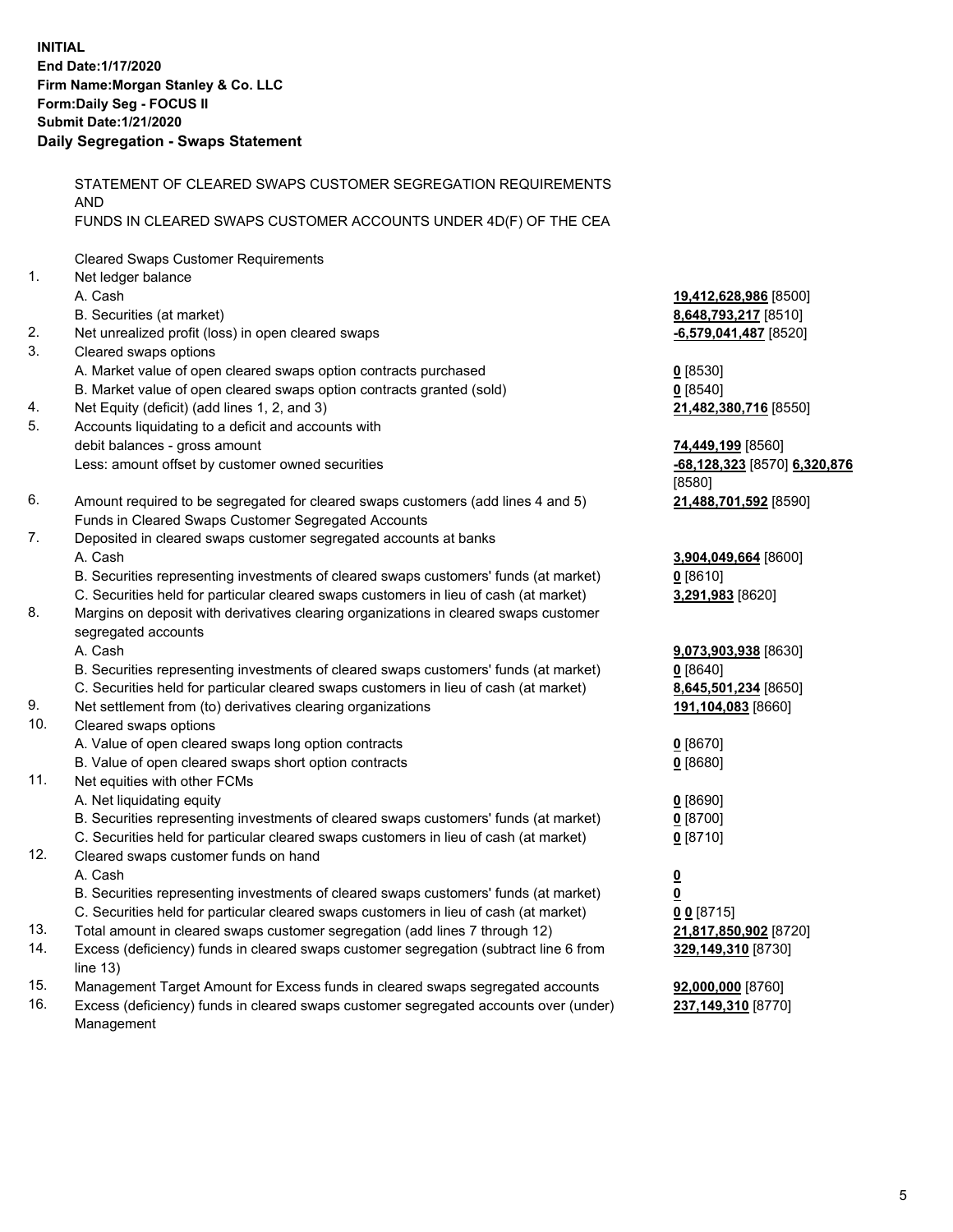**INITIAL**
**End Date:1/17/2020**
**Firm Name:Morgan Stanley & Co. LLC**
**Form:Daily Seg - FOCUS II**
**Submit Date:1/21/2020**
**Daily Segregation - Swaps Statement**

STATEMENT OF CLEARED SWAPS CUSTOMER SEGREGATION REQUIREMENTS AND FUNDS IN CLEARED SWAPS CUSTOMER ACCOUNTS UNDER 4D(F) OF THE CEA

| | | |
|---|---|---|
| | Cleared Swaps Customer Requirements | |
| 1. | Net ledger balance | |
| | A. Cash | **19,412,628,986** [8500] |
| | B. Securities (at market) | **8,648,793,217** [8510] |
| 2. | Net unrealized profit (loss) in open cleared swaps | **-6,579,041,487** [8520] |
| 3. | Cleared swaps options | |
| | A. Market value of open cleared swaps option contracts purchased | **0** [8530] |
| | B. Market value of open cleared swaps option contracts granted (sold) | **0** [8540] |
| 4. | Net Equity (deficit) (add lines 1, 2, and 3) | **21,482,380,716** [8550] |
| 5. | Accounts liquidating to a deficit and accounts with debit balances - gross amount | **74,449,199** [8560] |
| | Less: amount offset by customer owned securities | **-68,128,323** [8570] **6,320,876** [8580] |
| 6. | Amount required to be segregated for cleared swaps customers (add lines 4 and 5) | **21,488,701,592** [8590] |
| | Funds in Cleared Swaps Customer Segregated Accounts | |
| 7. | Deposited in cleared swaps customer segregated accounts at banks | |
| | A. Cash | **3,904,049,664** [8600] |
| | B. Securities representing investments of cleared swaps customers' funds (at market) | **0** [8610] |
| | C. Securities held for particular cleared swaps customers in lieu of cash (at market) | **3,291,983** [8620] |
| 8. | Margins on deposit with derivatives clearing organizations in cleared swaps customer segregated accounts | |
| | A. Cash | **9,073,903,938** [8630] |
| | B. Securities representing investments of cleared swaps customers' funds (at market) | **0** [8640] |
| | C. Securities held for particular cleared swaps customers in lieu of cash (at market) | **8,645,501,234** [8650] |
| 9. | Net settlement from (to) derivatives clearing organizations | **191,104,083** [8660] |
| 10. | Cleared swaps options | |
| | A. Value of open cleared swaps long option contracts | **0** [8670] |
| | B. Value of open cleared swaps short option contracts | **0** [8680] |
| 11. | Net equities with other FCMs | |
| | A. Net liquidating equity | **0** [8690] |
| | B. Securities representing investments of cleared swaps customers' funds (at market) | **0** [8700] |
| | C. Securities held for particular cleared swaps customers in lieu of cash (at market) | **0** [8710] |
| 12. | Cleared swaps customer funds on hand | |
| | A. Cash | **0** |
| | B. Securities representing investments of cleared swaps customers' funds (at market) | **0** |
| | C. Securities held for particular cleared swaps customers in lieu of cash (at market) | **0** **0** [8715] |
| 13. | Total amount in cleared swaps customer segregation (add lines 7 through 12) | **21,817,850,902** [8720] |
| 14. | Excess (deficiency) funds in cleared swaps customer segregation (subtract line 6 from line 13) | **329,149,310** [8730] |
| 15. | Management Target Amount for Excess funds in cleared swaps segregated accounts | **92,000,000** [8760] |
| 16. | Excess (deficiency) funds in cleared swaps customer segregated accounts over (under) Management | **237,149,310** [8770] |